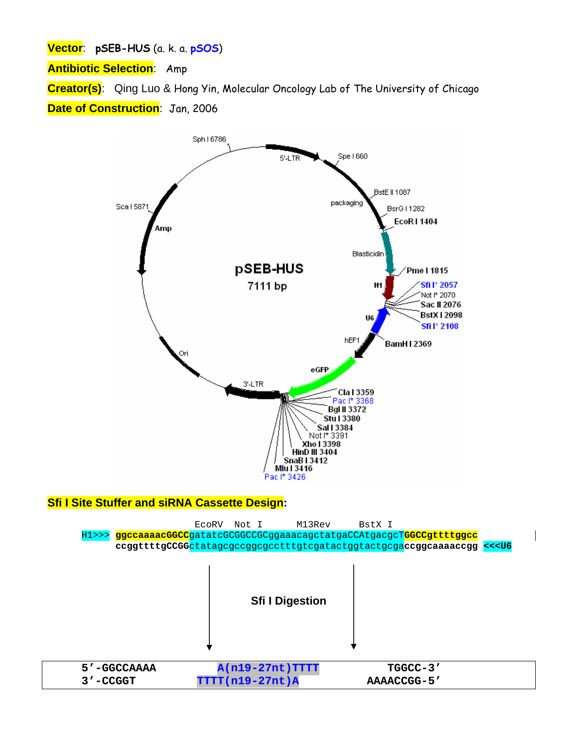**Vector**: **pSEB-HUS** (a. k. a. **pSOS**)

**Antibiotic Selection**: Amp

**Creator(s)**: Qing Luo & Hong Yin, Molecular Oncology Lab of The University of Chicago

**Date of Construction**: Jan, 2006

pSEB-HUS
7111 bp

Sph I 6786
5'-LTR
Spe I 660
BstE II 1087
packaging
BsrG I 1282
EcoR I 1404
Blasticidin
Pme I 1815
H1
Sfi I' 2057
Not I* 2070
Sac II 2076
BstX I 2098
Sfi I' 2108
U6
hEF1
BamH I 2369
eGFP
Cla I 3359
Pac I* 3368
Bgl II 3372
Stu I 3380
Sal I 3384
Not I* 3391
Xho I 3398
HinD III 3404
SnaB I 3412
Mlu I 3416
Pac I* 3426
3'-LTR
Ori
Sca I 5871
Amp

**Sfi I Site Stuffer and siRNA Cassette Design:**

```
                    EcoRV   Not I       M13Rev       BstX I
H1>>>  ggccaaaacGGCCgatatcGCGGCCGCggaaacagctatgaCCAtgacgcTGGCCgttttggcc
       ccggttttgCCGGctatagcgccggcgcctttgtcgatactggtactgcgaccggcaaaaccgg  <<<U6
```

Sfi I Digestion

```
5'-GGCCAAAA          A(n19-27nt)TTTT          TGGCC-3'
3'-CCGGT          TTTT(n19-27nt)A          AAAACCGG-5'
```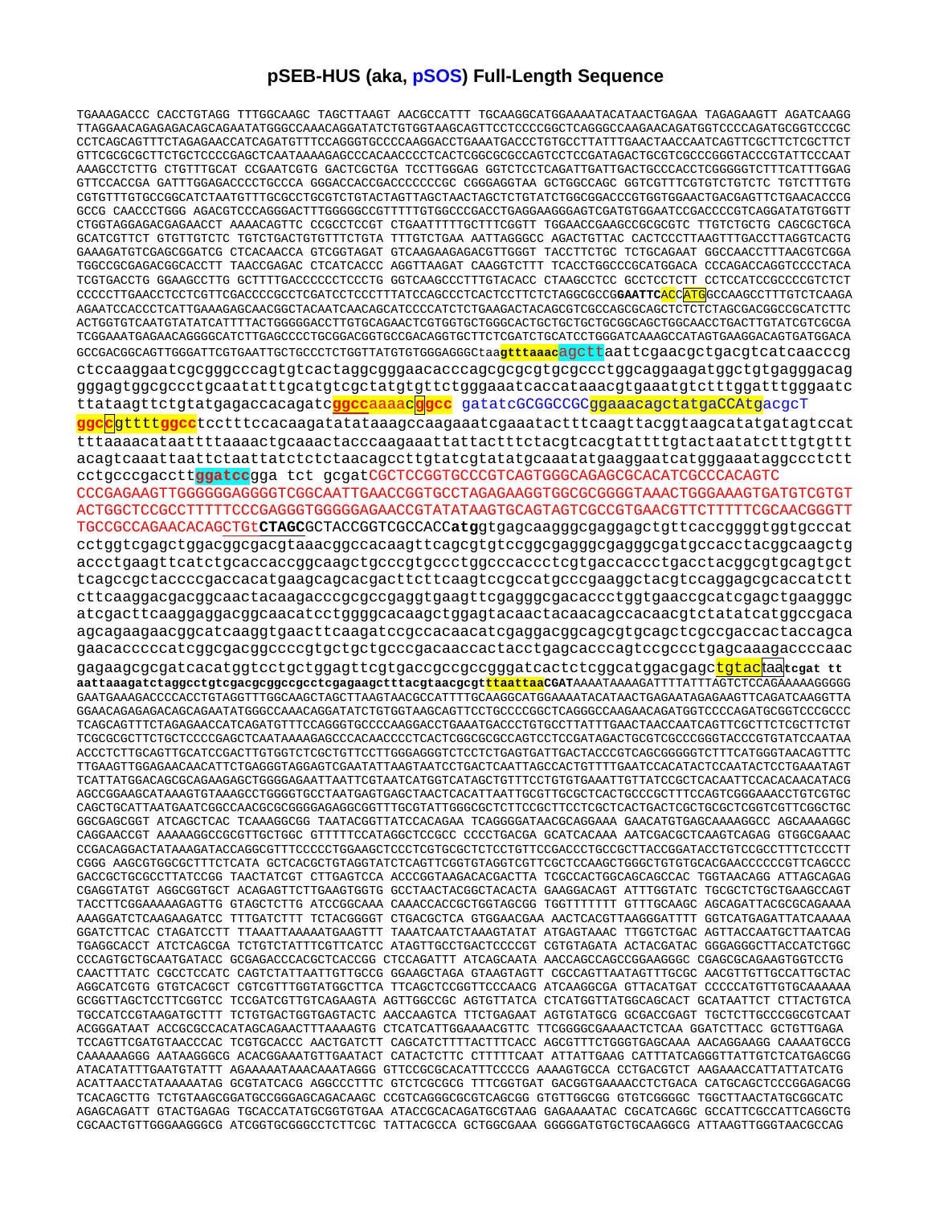# pSEB-HUS (aka, pSOS) Full-Length Sequence

```
TGAAAGACCC CACCTGTAGG TTTGGCAAGC TAGCTTAAGT AACGCCATTT TGCAAGGCATGGAAAAATACATAACTGAGAA TAGAGAAGTT AGATCAAGG
TTAGGAACAGAGAGACAGCAGAATATGGGCCAAACAGGATATCTGTGGTAAGCAGTTCCTCCCCGGCTCAGGGCCAAGAACAGATGGTCCCCAGATGCGGTCCCGC
CCTCAGCAGTTTCTAGAGAACCATCAGATGTTTCCAGGGTGCCCCAAGGACCTGAAATGACCCTGTGCCTTATTTGAACTAACCAATCAGTTCGCTTCTCGCTTCT
GTTCGCGCGCTTCTGCTCCCCGAGCTCAATAAAAGAGCCCACAACCCCTCACTCGGCGCGCCAGTCCTCCGATAGACTGCGTCGCCCGGGTACCCGTATTCCCAAT
AAAGCCTCTTG CTGTTTGCAT CCGAATCGTG GACTCGCTGA TCCTTGGGAG GGTCTCCTCAGATTGATTGACTGCCCACCTCGGGGGTCTTTCATTTGGAG
GTTCCACCGA GATTTGGAGACCCCTGCCCA GGGACCACCGACCCCCCCGC CGGGAGGTAA GCTGGCCAGC GGTCGTTTCGTGTCTGTCTC TGTCTTTGTG
CGTGTTTGTGCCGGCATCTAATGTTTGCGCCTGCGTCTGTACTAGTTAGCTAACTAGCTCTGTATCTGGCGGACCCGTGGTGGAACTGACGAGTTCTGAACACCCG
GCCG CAACCCTGGG AGACGTCCCAGGGACTTTGGGGGCCGTTTTTGTGGCCCGACCTGAGGAAGGGAGTCGATGTGGAATCCGACCCCGTCAGGATATGTGGTT
CTGGTAGGAGACGAGAACCT AAAACAGTTC CCGCCTCCGT CTGAATTTTTGCTTTCGGTT TGGAACCGAAGCCGCGCGTC TTGTCTGCTG CAGCGCTGCA
GCATCGTTCT GTGTTGTCTC TGTCTGACTGTGTTTCTGTA TTTGTCTGAA AATTAGGGCC AGACTGTTAC CACTCCCTTAAGTTTGACCTTAGGTCACTG
GAAAGATGTCGAGCGGATCG CTCACAACCA GTCGGTAGAT GTCAAGAAGAGACGTTGGGT TACCTTCTGC TCTGCAGAAT GGCCAACCTTTAACGTCGGA
TGGCCGCGAGACGGCACCTT TAACCGAGAC CTCATCACCC AGGTTAAGAT CAAGGTCTTT TCACCTGGCCCGCATGGACA CCCAGACCAGGTCCCCTACA
TCGTGACCTG GGAAGCCTTG GCTTTTGACCCCCCTCCCTG GGTCAAGCCCTTTGTACACC CTAAGCCTCC GCCTCCTCTT CCTCCATCCGCCCCGTCTCT
CCCCCTTGAACCTCCTCGTTCGACCCCGCCTCGATCCTCCCTTTATCCAGCCCTCACTCCTTCTCTAGGCGCCGGAATTCACCATGGCCAAGCCTTTGTCTCAAGA
AGAATCCACCCTCATTGAAAGAGCAACGGCTACAATCAACAGCATCCCCATCTCTGAAGACTACAGCGTCGCCAGCGCAGCTCTCTCTAGCGACGGCCGCATCTTC
ACTGGTGTCAATGTATATCATTTTACTGGGGGACCTTGTGCAGAACTCGTGGTGCTGGGCACTGCTGCTGCTGCGGCAGCTGGCAACCTGACTTGTATCGTCGCGA
TCGGAAATGAGAACAGGGGCATCTTGAGCCCCTGCGGACGGTGCCGACAGGTGCTTCTCGATCTGCATCCTGGGATCAAAGCCATAGTGAAGGACAGTGATGGACA
GCCGACGGCAGTTGGGATTCGTGAATTGCTGCCCTCTGGTTATGTGTGGGAGGGCtaagtttaaacagcttaattcgaacgctgacgtcatcaacccg
ctccaaggaatcgcgggcccagtgtcactaggcgggaacacccagcgcgcgtgcgccctggcaggaagatggctgtgagggacag
gggagtggcgccctgcaatatttgcatgtcgctatgtgttctgggaaatcaccataaacgtgaaatgtctttggatttgggaatc
ttataagttctgtatgagaccacagatcggccaaaacggcc gatatcGCGGCCGCggaaacagctatgaCCATgacgcT
ggccgttttggcctcctttccacaagatatataaagccaagaaatcgaaatactttcaagttacggtaagcatatgatagtccat
tttaaaacataattttaaaactgcaaactacccaagaaattattactttctacgtcacgtattttgtactaatatctttgtgttt
acagtcaaattaattctaattatctctctaacagccttgtatcgtatatgcaaatatgaaggaatcatgggaaataggccctctt
cctgcccgaccttggatccgga tct gcgatCGCTCCGGTGCCCGTCAGTGGGCAGAGCGCACATCGCCCACAGTC
CCCGAGAAGTTGGGGGGAGGGGTCGGCAATTGAACCGGTGCCTAGAGAAGGTGGCGCGGGGTAAACTGGGAAAGTGATGTCGTGT
ACTGGCTCCGCCTTTTTCCCGAGGGTGGGGGAGAACCGTATATAAGTGCAGTAGTCGCCGTGAACGTTCTTTTTCGCAACGGGTT
TGCCGCCAGAACACAGCTGtCTAGCGCTACCGGTCGCCACCatggtgagcaagggcgaggagctgttcaccggggtggtgcccat
cctggtcgagctggacggcgacgtaaacggccacaagttcagcgtgtccggcgagggcgagggcgatgccacctacggcaagctg
accctgaagttcatctgcaccaccggcaagctgcccgtgccctggcccaccctcgtgaccaccctgacctacggcgtgcagtgct
tcagccgctaccccgaccacatgaagcagcacgacttcttcaagtccgccatgcccgaaggctacgtccaggagcgcaccatctt
cttcaaggacgacggcaactacaagacccgcgccgaggtgaagttcgagggcgacaccctggtgaaccgcatcgagctgaagggc
atcgacttcaaggaggacggcaacatcctggggcacaagctggagtacaactacaacagccacaacgtctatatcatggccgaca
agcagaagaacggcatcaaggtgaacttcaagatccgccacaacatcgaggacggcagcgtgcagctcgccgaccactaccagca
gaacacccccatcggcgacggccccgtgctgctgcccgacaaccactacctgagcacccagtccgccctgagcaaagaccccaac
gagaagcgcgatcacatggtcctgctggagttcgtgaccgccgccgggatcactctcggcatggacgagctgtacaatcgat tt
aattaaagatctaggcctgtcgacgcggccgcctcgagaagctttacgtaacgcgttttaattaaCGATAAAATAAAAGATTTTATTTAGTCTCCAGAAAAAGGGGG
GAATGAAAGACCCCACCTGTAGGTTTGGCAAGCTAGCTTAAGTAACGCCATTTTGCAAGGCATGGAAAATACATAACTGAGAATAGAGAAGTTCAGATCAAGGTTA
GGAACAGAGAGACAGCAGAATATGGGCCAAACAGGATATCTGTGGTAAGCAGTTCCTGCCCCGGCTCAGGGCCAAGAACAGATGGTCCCCAGATGCGGTCCCGCCC
TCAGCAGTTTCTAGAGAACCATCAGATGTTTCCAGGGTGCCCCAAGGACCTGAAATGACCCTGTGCCTTATTTGAACTAACCAATCAGTTCGCTTCTCGCTTCTGT
TCGCGCGCTTCTGCTCCCCGAGCTCAATAAAAGAGCCCACAACCCCTCACTCGGCGCGCCAGTCCTCCGATAGACTGCGTCGCCCGGGTACCCGTGTATCCAATAA
ACCCTCTTGCAGTTGCATCCGACTTGTGGTCTCGCTGTTCCTTGGGAGGGTCTCCTCTGAGTGATTGACTACCCGTCAGCGGGGGTCTTTCATGGGTAACAGTTTC
TTGAAGTTGGAGAACAACATTCTGAGGGTAGGAGTCGAATATTAAGTAATCCTGACTCAATTAGCCACTGTTTTGAATCCACATACTCCAATACTCCTGAAATAGT
TCATTATGGACAGCGCAGAAGAGCTGGGGAGAATTAATTCGTAATCATGGTCATAGCTGTTTCCTGTGTGAAATTGTTATCCGCTCACAATTCCACACAACATACG
AGCCGGAAGCATAAAGTGTAAAGCCTGGGGTGCCTAATGAGTGAGCTAACTCACATTAATTGCGTTGCGCTCACTGCCCGCTTTCCAGTCGGGAAACCTGTCGTGC
CAGCTGCATTAATGAATCGGCCAACGCGCGGGGAGAGGCGGTTTGCGTATTGGGCGCTCTTCCGCTTCCTCGCTCACTGACTCGCTGCGCTCGGTCGTTCGGCTGC
GGCGAGCGGT ATCAGCTCAC TCAAAGGCGG TAATACGGTTATCCACAGAA TCAGGGGATAACGCAGGAAA GAACATGTGAGCAAAAGGCC AGCAAAAGGC
CAGGAACCGT AAAAAGGCCGCGTTGCTGGC GTTTTTCCATAGGCTCCGCC CCCCTGACGA GCATCACAAA AATCGACGCTCAAGTCAGAG GTGGCGAAAC
CCGACAGGACTATAAAGATACCAGGCGTTTCCCCCTGGAAGCTCCCTCGTGCGCTCTCCTGTTCCGACCCTGCCGCTTACCGGATACCTGTCCGCCTTTCTCCCTT
CGGG AAGCGTGGCGCTTTCTCATA GCTCACGCTGTAGGTATCTCAGTTCGGTGTAGGTCGTTCGCTCCAAGCTGGGCTGTGTGCACGAACCCCCCGTTCAGCCC
GACCGCTGCGCCTTATCCGG TAACTATCGT CTTGAGTCCA ACCCGGTAAGACACGACTTA TCGCCACTGGCAGCAGCCAC TGGTAACAGG ATTAGCAGAG
CGAGGTATGT AGGCGGTGCT ACAGAGTTCTTGAAGTGGTG GCCTAACTACGGCTACACTA GAAGGACAGT ATTTGGTATC TGCGCTCTGCTGAAGCCAGT
TACCTTCGGAAAAAGAGTTG GTAGCTCTTG ATCCGGCAAA CAAACCACCGCTGGTAGCGG TGGTTTTTTT GTTTGCAAGC AGCAGATTACGCGCAGAAAA
AAAGGATCTCAAGAAGATCC TTTGATCTTT TCTACGGGGT CTGACGCTCA GTGGAACGAA AACTCACGTTAAGGGATTTT GGTCATGAGATTATCAAAAA
GGATCTTCAC CTAGATCCTT TTAAATTAAAAATGAAGTTT TAAATCAATCTAAAGTATAT ATGAGTAAAC TTGGTCTGAC AGTTACCAATGCTTAATCAG
TGAGGCACCT ATCTCAGCGA TCTGTCTATTTCGTTCATCC ATAGTTGCCTGACTCCCCGT CGTGTAGATA ACTACGATAC GGGAGGGCTTACCATCTGGC
CCCAGTGCTGCAATGATACC GCGAGACCCACGCTCACCGG CTCCAGATTT ATCAGCAATA AACCAGCCAGCCGGAAGGGC CGAGCGCAGAAGTGGTCCTG
CAACTTTATC CGCCTCCATC CAGTCTATTAATTGTTGCCG GGAAGCTAGA GTAAGTAGTT CGCCAGTTAATAGTTTGCGC AACGTTGTTGCCATTGCTAC
AGGCATCGTG GTGTCACGCT CGTCGTTTGGTATGGCTTCA TTCAGCTCCGGTTCCCAACG ATCAAGGCGA GTTACATGAT CCCCCATGTTGTGCAAAAAA
GCGGTTAGCTCCTTCGGTCC TCCGATCGTTGTCAGAAGTA AGTTGGCCGC AGTGTTATCA CTCATGGTTATGGCAGCACT GCATAATTCT CTTACTGTCA
TGCCATCCGTAAGATGCTTT TCTGTGACTGGTGAGTACTC AACCAAGTCA TTCTGAGAAT AGTGTATGCG GCGACCGAGT TGCTCTTGCCCGGCGTCAAT
ACGGGATAAT ACCGCGCCACATAGCAGAACTTTAAAAGTG CTCATCATTGGAAAACGTTC TTCGGGGCGAAAACTCTCAA GGATCTTACC GCTGTTGAGA
TCCAGTTCGATGTAACCCAC TCGTGCACCC AACTGATCTT CAGCATCTTTTACTTTCACC AGCGTTTCTGGGTGAGCAAA AACAGGAAGG CAAAATGCCG
CAAAAAAGGG AATAAGGGCG ACACGGAAATGTTGAATACT CATACTCTTC CTTTTTCAAT ATTATTGAAG CATTTATCAGGGTTATTGTCTCATGAGCGG
ATACATATTTGAATGTATTT AGAAAAATAAACAAATAGGG GTTCCGCGCACATTTCCCCG AAAAGTGCCA CCTGACGTCT AAGAAACCATTATTATCATG
ACATTAACCTATAAAAATAG GCGTATCACG AGGCCCTTTC GTCTCGCGCG TTTCGGTGAT GACGGTGAAAACCTCTGACA CATGCAGCTCCCGGAGACGG
TCACAGCTTG TCTGTAAGCGGATGCCGGGAGCAGACAAGC CCGTCAGGGCGCGTCAGCGG GTGTTGGCGG GTGTCGGGGC TGGCTTAACTATGCGGCATC
AGAGCAGATT GTACTGAGAG TGCACCATATGCGGTGTGAA ATACCGCACAGATGCGTAAG GAGAAAATAC CGCATCAGGC GCCATTCGCCATTCAGGCTG
CGCAACTGTTGGGAAGGGCG ATCGGTGCGGGCCTCTTCGC TATTACGCCA GCTGGCGAAA GGGGGATGTGCTGCAAGGCG ATTAAGTTGGGTAACGCCAG
```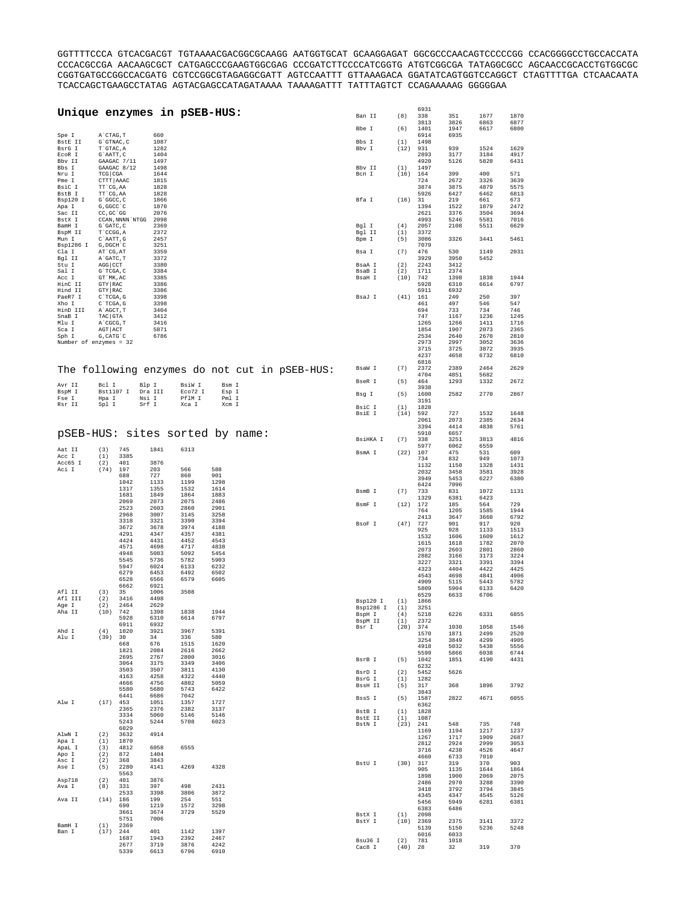```
GGTTTTCCCA GTCACGACGT TGTAAAACGACGGCGCAAGG AATGGTGCAT GCAAGGAGAT GGCGCCCAACAGTCCCCCGG CCACGGGGCCTGCCACCATA
CCCACGCCGA AACAAGCGCT CATGAGCCCGAAGTGGCGAG CCCGATCTTCCCCATCGGTG ATGTCGGCGA TATAGGCGCC AGCAACCGCACCTGTGGCGC
CGGTGATGCCGGCCACGATG CGTCCGGCGTAGAGGCGATT AGTCCAATTT GTTAAAGACA GGATATCAGTGGTCCAGGCT CTAGTTTTGA CTCAACAATA
TCACCAGCTGAAGCCTATAG AGTACGAGCCATAGATAAAA TAAAAGATTT TATTTAGTCT CCAGAAAAAG GGGGGAA
```

## Unique enzymes in pSEB-HUS:

```
Spe I        A`CTAG,T        660
BstE II      G`GTNAC,C       1087
BsrG I       T`GTAC,A        1282
EcoR I       G`AATT,C        1404
Bbv II       GAAGAC 7/11     1497
Bbs I        GAAGAC 8/12     1498
Nru I        TCG|CGA         1644
Pme I        CTTT|AAAC       1815
BsiC I       TT`CG,AA        1828
BstB I       TT`CG,AA        1828
Bsp120 I     G`GGCC,C        1866
Apa I        G,GGCC`C        1870
Sac II       CC,GC`GG        2076
BstX I       CCAN,NNNN`NTGG  2098
BamH I       G`GATC,C        2369
BspM II      T`CCGG,A        2372
Mun I        C`AATT,G        2457
Bsp1286 I    G,DGCH`C        3251
Cla I        AT`CG,AT        3359
Bgl II       A`GATC,T        3372
Stu I        AGG|CCT         3380
Sal I        G`TCGA,C        3384
Acc I        GT`MK,AC        3385
HinC II      GTY|RAC         3386
Hind II      GTY|RAC         3386
PaeR7 I      C`TCGA,G        3398
Xho I        C`TCGA,G        3398
HinD III     A`AGCT,T        3404
SnaB I       TAC|GTA         3412
Mlu I        A`CGCG,T        3416
Sca I        AGT|ACT         5871
Sph I        G,CATG`C        6786
Number of enzymes = 32
```

## The following enzymes do not cut in pSEB-HUS:

```
Avr II    Bcl I       Blp I     BsiW I    Bsm I
BspM I    Bst1107 I   Dra III   Eco72 I   Esp I
Fse I     Hpa I       Nsi I     PflM I    Pml I
Rsr II    Spl I       Srf I     Xca I     Xcm I
```

## pSEB-HUS: sites sorted by name:

```
Aat II     (3)   745   1841  6313
Acc I      (1)   3385
Acc65 I    (2)   401   3876
Aci I      (74)  197   203   566   588
                 688   727   860   901
                 1042  1133  1199  1298
                 1317  1355  1532  1614
                 1681  1849  1864  1883
                 2069  2073  2075  2486
                 2523  2603  2860  2901
                 2968  3007  3145  3258
                 3318  3321  3390  3394
                 3672  3678  3974  4188
                 4291  4347  4357  4381
                 4424  4431  4452  4543
                 4571  4698  4717  4838
                 4948  5083  5092  5454
                 5545  5736  5782  5903
                 5947  6024  6133  6232
                 6279  6453  6492  6502
                 6528  6566  6579  6605
                 6662  6921
Afl II     (3)   35    1006  3508
Afl III    (2)   3416  4498
Age I      (2)   2464  2629
Aha II     (10)  742   1398  1838  1944
                 5928  6310  6614  6797
                 6911  6932
Ahd I      (4)   1020  3921  3967  5391
Alu I      (39)  30    34    336   580
                 668   676   1515  1620
                 1821  2084  2616  2662
                 2695  2767  2800  3016
                 3064  3175  3349  3406
                 3503  3507  3811  4130
                 4163  4258  4322  4440
                 4666  4756  4802  5059
                 5580  5680  5743  6422
                 6441  6686  7042
Alw I      (17)  453   1051  1357  1727
                 2365  2376  2382  3137
                 3334  5060  5146  5146
                 5243  5244  5708  6023
                 6029
AlwN I     (2)   3632  4914
Apa I      (1)   1870
ApaL I     (3)   4812  6058  6555
Apo I      (2)   872   1404
Asc I      (2)   368   3843
Ase I      (5)   2280  4141  4269  4328
                 5563
Asp718     (2)   401   3876
Ava I      (8)   331   397   498   2431
                 2533  3398  3806  3872
Ava II     (14)  186   199   254   551
                 690   1219  1572  3298
                 3661  3674  3729  5529
                 5751  7006
BamH I     (1)   2369
Ban I      (17)  244   401   1142  1397
                 1687  1943  2392  2467
                 2677  3719  3876  4242
                 5339  6613  6796  6910
                 6931
Ban II     (8)   338   351   1677  1870
                 3813  3826  6863  6877
Bbe I      (6)   1401  1947  6617  6800
                 6914  6935
Bbs I      (1)   1498
Bbv I      (12)  931   939   1524  1629
                 2893  3177  3184  4917
                 4920  5126  5820  6431
Bbv II     (1)   1497
Bcn I      (16)  164   399   400   571
                 724   2672  3326  3639
                 3874  3875  4879  5575
                 5926  6427  6462  6813
Bfa I      (16)  31    219   661   673
                 1394  1522  1879  2472
                 2621  3376  3504  3694
                 4993  5246  5581  7016
Bgl I      (4)   2057  2108  5511  6629
Bgl II     (1)   3372
Bpm I      (5)   3086  3326  3441  5461
                 7079
Bsa I      (7)   476   530   1149  2031
                 3929  3950  5452
BsaA I     (2)   2243  3412
BsaB I     (2)   1711  2374
BsaH I     (10)  742   1398  1838  1944
                 5928  6310  6614  6797
                 6911  6932
BsaJ I     (41)  161   240   250   397
                 461   497   546   547
                 694   733   734   746
                 747   1167  1236  1245
                 1265  1266  1411  1716
                 1854  1907  2073  2365
                 2534  2640  2670  2810
                 2973  2997  3052  3636
                 3715  3725  3872  3935
                 4237  4658  6732  6810
                 6816
BsaW I     (7)   2372  2389  2464  2629
                 4704  4851  5682
BseR I     (5)   464   1293  1332  2672
                 3938
Bsg I      (5)   1600  2582  2770  2867
                 3191
BsiC I     (1)   1828
BsiE I     (14)  592   727   1532  1648
                 2061  2073  2385  2634
                 3394  4414  4838  5761
                 5910  6657
BsiHKA I   (7)   338   3251  3813  4816
                 5977  6062  6559
BsmA I     (22)  107   475   531   609
                 734   832   949   1073
                 1132  1150  1328  1431
                 2032  3458  3581  3928
                 3949  5453  6227  6380
                 6424  7096
BsmB I     (7)   733   831   1072  1131
                 1329  6381  6423
BsmF I     (12)  172   185   564   729
                 764   1205  1585  1944
                 2413  3647  3660  6792
BsoF I     (47)  727   901   917   920
                 925   928   1133  1513
                 1532  1606  1609  1612
                 1615  1618  1782  2070
                 2073  2603  2801  2860
                 2882  3166  3173  3224
                 3227  3321  3391  3394
                 4323  4404  4422  4425
                 4543  4698  4841  4906
                 4909  5115  5443  5782
                 5809  5904  6133  6420
                 6529  6633  6706
Bsp120 I   (1)   1866
Bsp1286 I  (1)   3251
BspH I     (4)   5218  6226  6331  6855
BspM II    (1)   2372
Bsr I      (20)  374   1030  1058  1546
                 1570  1871  2499  2520
                 3254  3849  4299  4905
                 4918  5032  5438  5556
                 5599  5866  6038  6744
BsrB I     (5)   1042  1851  4190  4431
                 6232
BsrD I     (2)   5452  5626
BsrG I     (1)   1282
BssH II    (5)   317   368   1896  3792
                 3843
BssS I     (5)   1587  2822  4671  6055
                 6362
BstB I     (1)   1828
BstE II    (1)   1087
BstN I     (23)  241   548   735   748
                 1169  1194  1217  1237
                 1267  1717  1909  2687
                 2812  2924  2999  3053
                 3716  4238  4526  4647
                 4660  6733  7010
BstU I     (30)  317   319   370   903
                 905   1135  1644  1864
                 1898  1900  2069  2075
                 2486  2970  3288  3390
                 3418  3792  3794  3845
                 4345  4347  4545  5126
                 5456  5949  6281  6381
                 6383  6486
BstX I     (1)   2098
BstY I     (10)  2369  2375  3141  3372
                 5139  5150  5236  5248
                 6016  6033
Bsu36 I    (2)   781   1018
Cac8 I     (40)  28    32    319   370
```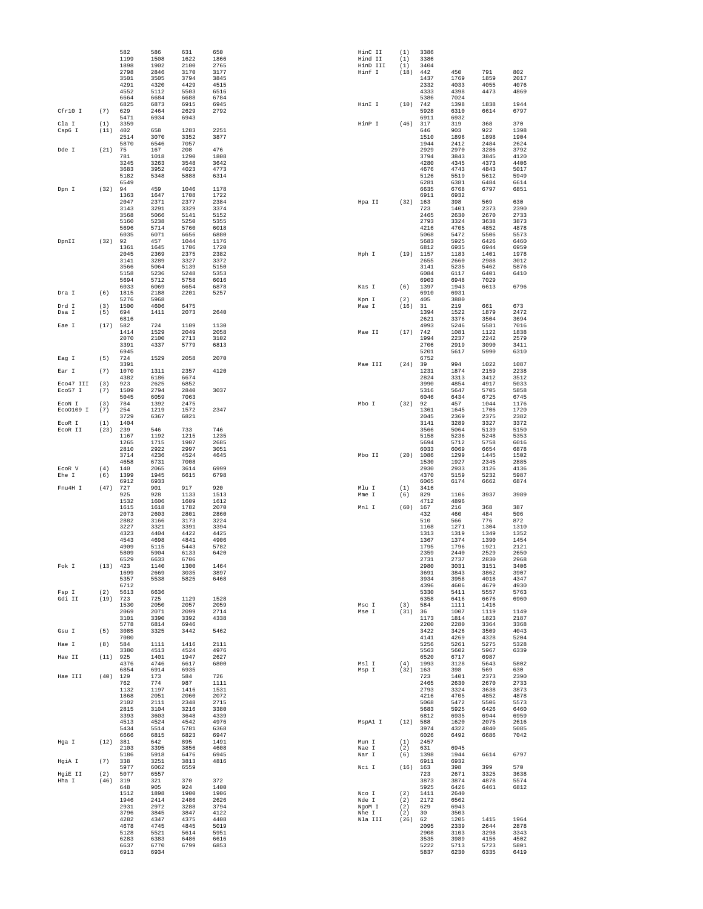| | | | | | |
|---|---|---|---|---|---|
| | | 582 | 586 | 631 | 650 |
| | | 1199 | 1508 | 1622 | 1866 |
| | | 1898 | 1902 | 2100 | 2765 |
| | | 2798 | 2846 | 3170 | 3177 |
| | | 3501 | 3505 | 3794 | 3845 |
| | | 4291 | 4320 | 4429 | 4515 |
| | | 4552 | 5112 | 5503 | 6516 |
| | | 6664 | 6684 | 6688 | 6784 |
| | | 6825 | 6873 | 6915 | 6945 |
| Cfr10 I | (7) | 629 | 2464 | 2629 | 2792 |
| | | 5471 | 6934 | 6943 | |
| Cla I | (1) | 3359 | | | |
| Csp6 I | (11) | 402 | 658 | 1283 | 2251 |
| | | 2514 | 3070 | 3352 | 3877 |
| | | 5870 | 6546 | 7057 | |
| Dde I | (21) | 75 | 167 | 208 | 476 |
| | | 781 | 1018 | 1290 | 1808 |
| | | 3245 | 3263 | 3548 | 3642 |
| | | 3683 | 3952 | 4023 | 4773 |
| | | 5182 | 5348 | 5888 | 6314 |
| | | 6549 | | | |
| Dpn I | (32) | 94 | 459 | 1046 | 1178 |
| | | 1363 | 1647 | 1708 | 1722 |
| | | 2047 | 2371 | 2377 | 2384 |
| | | 3143 | 3291 | 3329 | 3374 |
| | | 3568 | 5066 | 5141 | 5152 |
| | | 5160 | 5238 | 5250 | 5355 |
| | | 5696 | 5714 | 5760 | 6018 |
| | | 6035 | 6071 | 6656 | 6880 |
| DpnII | (32) | 92 | 457 | 1044 | 1176 |
| | | 1361 | 1645 | 1706 | 1720 |
| | | 2045 | 2369 | 2375 | 2382 |
| | | 3141 | 3289 | 3327 | 3372 |
| | | 3566 | 5064 | 5139 | 5150 |
| | | 5158 | 5236 | 5248 | 5353 |
| | | 5694 | 5712 | 5758 | 6016 |
| | | 6033 | 6069 | 6654 | 6878 |
| Dra I | (6) | 1815 | 2188 | 2201 | 5257 |
| | | 5276 | 5968 | | |
| Drd I | (3) | 1500 | 4606 | 6475 | |
| Dsa I | (5) | 694 | 1411 | 2073 | 2640 |
| | | 6816 | | | |
| Eae I | (17) | 582 | 724 | 1109 | 1130 |
| | | 1414 | 1529 | 2049 | 2058 |
| | | 2070 | 2100 | 2713 | 3102 |
| | | 3391 | 4337 | 5779 | 6813 |
| | | 6945 | | | |
| Eag I | (5) | 724 | 1529 | 2058 | 2070 |
| | | 3391 | | | |
| Ear I | (7) | 1070 | 1311 | 2357 | 4120 |
| | | 4382 | 6186 | 6674 | |
| Eco47 III | (3) | 923 | 2625 | 6852 | |
| Eco57 I | (7) | 1509 | 2794 | 2840 | 3037 |
| | | 5045 | 6059 | 7063 | |
| EcoN I | (3) | 784 | 1392 | 2475 | |
| EcoO109 I | (7) | 254 | 1219 | 1572 | 2347 |
| | | 3729 | 6367 | 6821 | |
| EcoR I | (1) | 1404 | | | |
| EcoR II | (23) | 239 | 546 | 733 | 746 |
| | | 1167 | 1192 | 1215 | 1235 |
| | | 1265 | 1715 | 1907 | 2685 |
| | | 2810 | 2922 | 2997 | 3051 |
| | | 3714 | 4236 | 4524 | 4645 |
| | | 4658 | 6731 | 7008 | |
| EcoR V | (4) | 140 | 2065 | 3614 | 6999 |
| Ehe I | (6) | 1399 | 1945 | 6615 | 6798 |
| | | 6912 | 6933 | | |
| Fnu4H I | (47) | 727 | 901 | 917 | 920 |
| | | 925 | 928 | 1133 | 1513 |
| | | 1532 | 1606 | 1609 | 1612 |
| | | 1615 | 1618 | 1782 | 2070 |
| | | 2073 | 2603 | 2801 | 2860 |
| | | 2882 | 3166 | 3173 | 3224 |
| | | 3227 | 3321 | 3391 | 3394 |
| | | 4323 | 4404 | 4422 | 4425 |
| | | 4543 | 4698 | 4841 | 4906 |
| | | 4909 | 5115 | 5443 | 5782 |
| | | 5809 | 5904 | 6133 | 6420 |
| | | 6529 | 6633 | 6706 | |
| Fok I | (13) | 423 | 1140 | 1300 | 1464 |
| | | 1699 | 2669 | 3035 | 3897 |
| | | 5357 | 5538 | 5825 | 6468 |
| | | 6712 | | | |
| Fsp I | (2) | 5613 | 6636 | | |
| Gdi II | (19) | 723 | 725 | 1129 | 1528 |
| | | 1530 | 2050 | 2057 | 2059 |
| | | 2069 | 2071 | 2099 | 2714 |
| | | 3101 | 3390 | 3392 | 4338 |
| | | 5778 | 6814 | 6946 | |
| Gsu I | (5) | 3085 | 3325 | 3442 | 5462 |
| | | 7080 | | | |
| Hae I | (8) | 584 | 1111 | 1416 | 2111 |
| | | 3380 | 4513 | 4524 | 4976 |
| Hae II | (11) | 925 | 1401 | 1947 | 2627 |
| | | 4376 | 4746 | 6617 | 6800 |
| | | 6854 | 6914 | 6935 | |
| Hae III | (40) | 129 | 173 | 584 | 726 |
| | | 762 | 774 | 987 | 1111 |
| | | 1132 | 1197 | 1416 | 1531 |
| | | 1868 | 2051 | 2060 | 2072 |
| | | 2102 | 2111 | 2348 | 2715 |
| | | 2815 | 3104 | 3216 | 3380 |
| | | 3393 | 3603 | 3648 | 4339 |
| | | 4513 | 4524 | 4542 | 4976 |
| | | 5434 | 5514 | 5781 | 6368 |
| | | 6666 | 6815 | 6823 | 6947 |
| Hga I | (12) | 381 | 642 | 895 | 1491 |
| | | 2103 | 3395 | 3856 | 4608 |
| | | 5186 | 5918 | 6476 | 6945 |
| HgiA I | (7) | 338 | 3251 | 3813 | 4816 |
| | | 5977 | 6062 | 6559 | |
| HgiE II | (2) | 5077 | 6557 | | |
| Hha I | (46) | 319 | 321 | 370 | 372 |
| | | 648 | 905 | 924 | 1400 |
| | | 1512 | 1898 | 1900 | 1906 |
| | | 1946 | 2414 | 2486 | 2626 |
| | | 2931 | 2972 | 3288 | 3794 |
| | | 3796 | 3845 | 3847 | 4122 |
| | | 4282 | 4347 | 4375 | 4408 |
| | | 4678 | 4745 | 4845 | 5019 |
| | | 5128 | 5521 | 5614 | 5951 |
| | | 6283 | 6383 | 6486 | 6616 |
| | | 6637 | 6770 | 6799 | 6853 |
| | | 6913 | 6934 | | |
| HinC II | (1) | 3386 | | | |
| Hind II | (1) | 3386 | | | |
| HinD III | (1) | 3404 | | | |
| Hinf I | (18) | 442 | 450 | 791 | 802 |
| | | 1437 | 1769 | 1859 | 2017 |
| | | 2332 | 4033 | 4055 | 4076 |
| | | 4333 | 4398 | 4473 | 4869 |
| | | 5386 | 7024 | | |
| HinI I | (10) | 742 | 1398 | 1838 | 1944 |
| | | 5928 | 6310 | 6614 | 6797 |
| | | 6911 | 6932 | | |
| HinP I | (46) | 317 | 319 | 368 | 370 |
| | | 646 | 903 | 922 | 1398 |
| | | 1510 | 1896 | 1898 | 1904 |
| | | 1944 | 2412 | 2484 | 2624 |
| | | 2929 | 2970 | 3286 | 3792 |
| | | 3794 | 3843 | 3845 | 4120 |
| | | 4280 | 4345 | 4373 | 4406 |
| | | 4676 | 4743 | 4843 | 5017 |
| | | 5126 | 5519 | 5612 | 5949 |
| | | 6281 | 6381 | 6484 | 6614 |
| | | 6635 | 6768 | 6797 | 6851 |
| | | 6911 | 6932 | | |
| Hpa II | (32) | 163 | 398 | 569 | 630 |
| | | 723 | 1401 | 2373 | 2390 |
| | | 2465 | 2630 | 2670 | 2733 |
| | | 2793 | 3324 | 3638 | 3873 |
| | | 4216 | 4705 | 4852 | 4878 |
| | | 5068 | 5472 | 5506 | 5573 |
| | | 5683 | 5925 | 6426 | 6460 |
| | | 6812 | 6935 | 6944 | 6959 |
| Hph I | (19) | 1157 | 1183 | 1401 | 1978 |
| | | 2655 | 2660 | 2988 | 3012 |
| | | 3141 | 5235 | 5462 | 5876 |
| | | 6084 | 6117 | 6401 | 6410 |
| | | 6903 | 6948 | 7029 | |
| Kas I | (6) | 1397 | 1943 | 6613 | 6796 |
| | | 6910 | 6931 | | |
| Kpn I | (2) | 405 | 3880 | | |
| Mae I | (16) | 31 | 219 | 661 | 673 |
| | | 1394 | 1522 | 1879 | 2472 |
| | | 2621 | 3376 | 3504 | 3694 |
| | | 4993 | 5246 | 5581 | 7016 |
| Mae II | (17) | 742 | 1081 | 1122 | 1838 |
| | | 1994 | 2237 | 2242 | 2579 |
| | | 2706 | 2919 | 3090 | 3411 |
| | | 5201 | 5617 | 5990 | 6310 |
| | | 6752 | | | |
| Mae III | (24) | 39 | 994 | 1022 | 1087 |
| | | 1231 | 1874 | 2159 | 2238 |
| | | 2824 | 3313 | 3412 | 3512 |
| | | 3990 | 4854 | 4917 | 5033 |
| | | 5316 | 5647 | 5705 | 5858 |
| | | 6046 | 6434 | 6725 | 6745 |
| Mbo I | (32) | 92 | 457 | 1044 | 1176 |
| | | 1361 | 1645 | 1706 | 1720 |
| | | 2045 | 2369 | 2375 | 2382 |
| | | 3141 | 3289 | 3327 | 3372 |
| | | 3566 | 5064 | 5139 | 5150 |
| | | 5158 | 5236 | 5248 | 5353 |
| | | 5694 | 5712 | 5758 | 6016 |
| | | 6033 | 6069 | 6654 | 6878 |
| Mbo II | (20) | 1086 | 1299 | 1445 | 1502 |
| | | 1530 | 1927 | 2345 | 2885 |
| | | 2930 | 2933 | 3126 | 4136 |
| | | 4370 | 5159 | 5232 | 5987 |
| | | 6065 | 6174 | 6662 | 6874 |
| Mlu I | (1) | 3416 | | | |
| Mme I | (6) | 829 | 1106 | 3937 | 3989 |
| | | 4712 | 4896 | | |
| Mnl I | (60) | 167 | 216 | 368 | 387 |
| | | 432 | 460 | 484 | 506 |
| | | 510 | 566 | 776 | 872 |
| | | 1168 | 1271 | 1304 | 1310 |
| | | 1313 | 1319 | 1349 | 1352 |
| | | 1367 | 1374 | 1390 | 1454 |
| | | 1795 | 1796 | 1921 | 2121 |
| | | 2359 | 2440 | 2529 | 2650 |
| | | 2731 | 2737 | 2830 | 2968 |
| | | 2980 | 3031 | 3151 | 3406 |
| | | 3691 | 3843 | 3862 | 3907 |
| | | 3934 | 3958 | 4018 | 4347 |
| | | 4396 | 4606 | 4679 | 4930 |
| | | 5330 | 5411 | 5557 | 5763 |
| | | 6358 | 6416 | 6676 | 6960 |
| Msc I | (3) | 584 | 1111 | 1416 | |
| Mse I | (31) | 36 | 1007 | 1119 | 1149 |
| | | 1173 | 1814 | 1823 | 2187 |
| | | 2200 | 2280 | 3364 | 3368 |
| | | 3422 | 3426 | 3509 | 4043 |
| | | 4141 | 4269 | 4328 | 5204 |
| | | 5256 | 5261 | 5275 | 5328 |
| | | 5563 | 5602 | 5967 | 6339 |
| | | 6520 | 6717 | 6987 | |
| Msl I | (4) | 1993 | 3128 | 5643 | 5802 |
| Msp I | (32) | 163 | 398 | 569 | 630 |
| | | 723 | 1401 | 2373 | 2390 |
| | | 2465 | 2630 | 2670 | 2733 |
| | | 2793 | 3324 | 3638 | 3873 |
| | | 4216 | 4705 | 4852 | 4878 |
| | | 5068 | 5472 | 5506 | 5573 |
| | | 5683 | 5925 | 6426 | 6460 |
| | | 6812 | 6935 | 6944 | 6959 |
| MspA1 I | (12) | 588 | 1620 | 2075 | 2616 |
| | | 3974 | 4322 | 4840 | 5085 |
| | | 6026 | 6492 | 6686 | 7042 |
| Mun I | (1) | 2457 | | | |
| Nae I | (2) | 631 | 6945 | | |
| Nar I | (6) | 1398 | 1944 | 6614 | 6797 |
| | | 6911 | 6932 | | |
| Nci I | (16) | 163 | 398 | 399 | 570 |
| | | 723 | 2671 | 3325 | 3638 |
| | | 3873 | 3874 | 4878 | 5574 |
| | | 5925 | 6426 | 6461 | 6812 |
| Nco I | (2) | 1411 | 2640 | | |
| Nde I | (2) | 2172 | 6562 | | |
| NgoM I | (2) | 629 | 6943 | | |
| Nhe I | (2) | 30 | 3503 | | |
| Nla III | (26) | 62 | 1205 | 1415 | 1964 |
| | | 2095 | 2339 | 2644 | 2878 |
| | | 2908 | 3103 | 3298 | 3343 |
| | | 3535 | 3989 | 4156 | 4502 |
| | | 5222 | 5713 | 5723 | 5801 |
| | | 5837 | 6230 | 6335 | 6419 |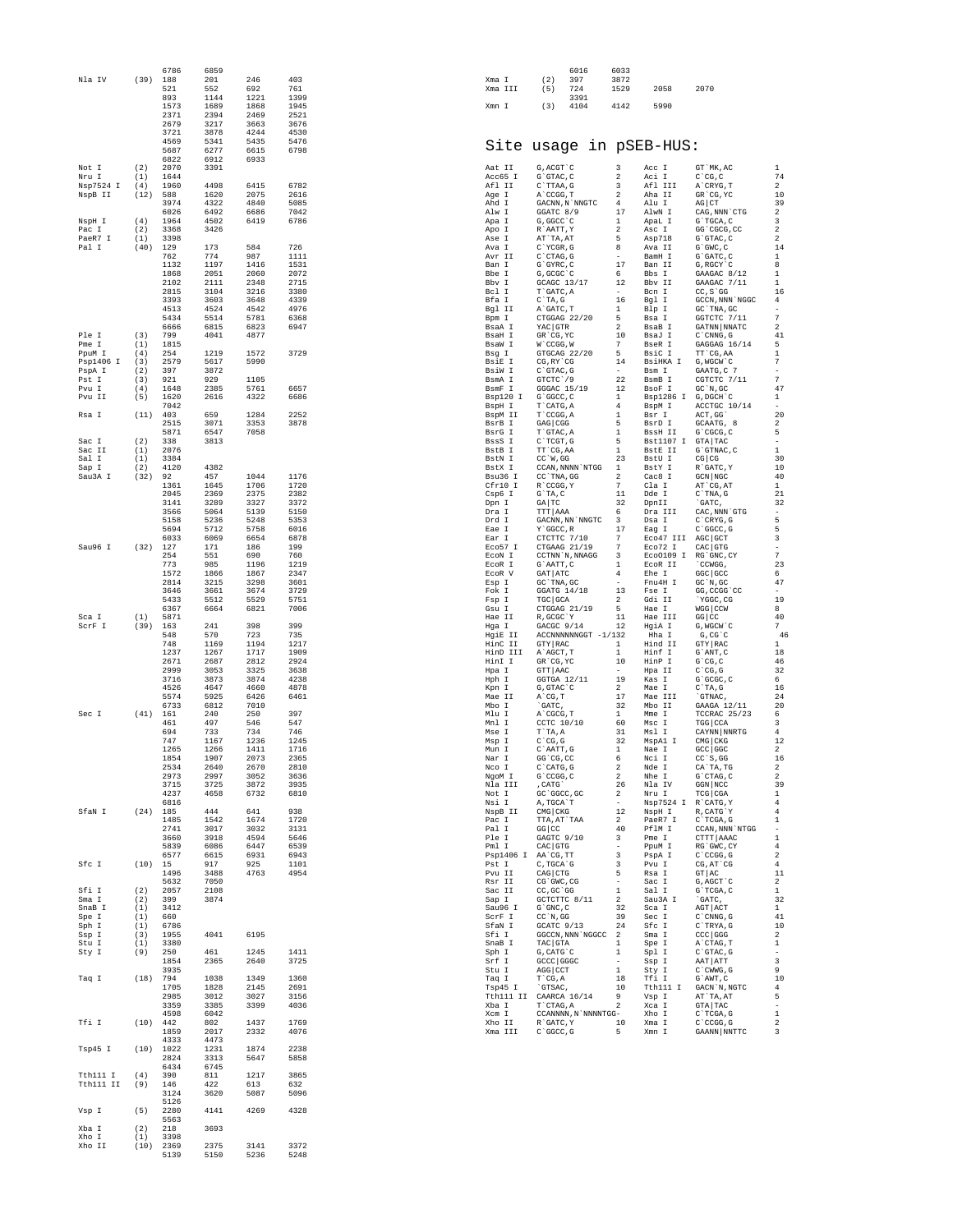| | | | | | |
|---|---|---|---|---|---|
| | | 6786 | 6859 | | |
| Nla IV | (39) | 188 | 201 | 246 | 403 |
| | | 521 | 552 | 692 | 761 |
| | | 893 | 1144 | 1221 | 1399 |
| | | 1573 | 1689 | 1868 | 1945 |
| | | 2371 | 2394 | 2469 | 2521 |
| | | 2679 | 3217 | 3663 | 3676 |
| | | 3721 | 3878 | 4244 | 4530 |
| | | 4569 | 5341 | 5435 | 5476 |
| | | 5687 | 6277 | 6615 | 6798 |
| | | 6822 | 6912 | 6933 | |
| Not I | (2) | 2070 | 3391 | | |
| Nru I | (1) | 1644 | | | |
| Nsp7524 I | (4) | 1960 | 4498 | 6415 | 6782 |
| NspB II | (12) | 588 | 1620 | 2075 | 2616 |
| | | 3974 | 4322 | 4840 | 5085 |
| | | 6026 | 6492 | 6686 | 7042 |
| NspH I | (4) | 1964 | 4502 | 6419 | 6786 |
| Pac I | (2) | 3368 | 3426 | | |
| PaeR7 I | (1) | 3398 | | | |
| Pal I | (40) | 129 | 173 | 584 | 726 |
| | | 762 | 774 | 987 | 1111 |
| | | 1132 | 1197 | 1416 | 1531 |
| | | 1868 | 2051 | 2060 | 2072 |
| | | 2102 | 2111 | 2348 | 2715 |
| | | 2815 | 3104 | 3216 | 3380 |
| | | 3393 | 3603 | 3648 | 4339 |
| | | 4513 | 4524 | 4542 | 4976 |
| | | 5434 | 5514 | 5781 | 6368 |
| | | 6666 | 6815 | 6823 | 6947 |
| Ple I | (3) | 799 | 4041 | 4877 | |
| Pme I | (1) | 1815 | | | |
| PpuM I | (4) | 254 | 1219 | 1572 | 3729 |
| Psp1406 I | (3) | 2579 | 5617 | 5990 | |
| PspA I | (2) | 397 | 3872 | | |
| Pst I | (3) | 921 | 929 | 1105 | |
| Pvu I | (4) | 1648 | 2385 | 5761 | 6657 |
| Pvu II | (5) | 1620 | 2616 | 4322 | 6686 |
| | | 7042 | | | |
| Rsa I | (11) | 403 | 659 | 1284 | 2252 |
| | | 2515 | 3071 | 3353 | 3878 |
| | | 5871 | 6547 | 7058 | |
| Sac I | (2) | 338 | 3813 | | |
| Sac II | (1) | 2076 | | | |
| Sal I | (1) | 3384 | | | |
| Sap I | (2) | 4120 | 4382 | | |
| Sau3A I | (32) | 92 | 457 | 1044 | 1176 |
| | | 1361 | 1645 | 1706 | 1720 |
| | | 2045 | 2369 | 2375 | 2382 |
| | | 3141 | 3289 | 3327 | 3372 |
| | | 3566 | 5064 | 5139 | 5150 |
| | | 5158 | 5236 | 5248 | 5353 |
| | | 5694 | 5712 | 5758 | 6016 |
| | | 6033 | 6069 | 6654 | 6878 |
| Sau96 I | (32) | 127 | 171 | 186 | 199 |
| | | 254 | 551 | 690 | 760 |
| | | 773 | 985 | 1196 | 1219 |
| | | 1572 | 1866 | 1867 | 2347 |
| | | 2814 | 3215 | 3298 | 3601 |
| | | 3646 | 3661 | 3674 | 3729 |
| | | 5433 | 5512 | 5529 | 5751 |
| | | 6367 | 6664 | 6821 | 7006 |
| Sca I | (1) | 5871 | | | |
| ScrF I | (39) | 163 | 241 | 398 | 399 |
| | | 548 | 570 | 723 | 735 |
| | | 748 | 1169 | 1194 | 1217 |
| | | 1237 | 1267 | 1717 | 1909 |
| | | 2671 | 2687 | 2812 | 2924 |
| | | 2999 | 3053 | 3325 | 3638 |
| | | 3716 | 3873 | 3874 | 4238 |
| | | 4526 | 4647 | 4660 | 4878 |
| | | 5574 | 5925 | 6426 | 6461 |
| | | 6733 | 6812 | 7010 | |
| Sec I | (41) | 161 | 240 | 250 | 397 |
| | | 461 | 497 | 546 | 547 |
| | | 694 | 733 | 734 | 746 |
| | | 747 | 1167 | 1236 | 1245 |
| | | 1265 | 1266 | 1411 | 1716 |
| | | 1854 | 1907 | 2073 | 2365 |
| | | 2534 | 2640 | 2670 | 2810 |
| | | 2973 | 2997 | 3052 | 3636 |
| | | 3715 | 3725 | 3872 | 3935 |
| | | 4237 | 4658 | 6732 | 6810 |
| | | 6816 | | | |
| SfaN I | (24) | 185 | 444 | 641 | 938 |
| | | 1485 | 1542 | 1674 | 1720 |
| | | 2741 | 3017 | 3032 | 3131 |
| | | 3660 | 3918 | 4594 | 5646 |
| | | 5839 | 6086 | 6447 | 6539 |
| | | 6577 | 6615 | 6931 | 6943 |
| Sfc I | (10) | 15 | 917 | 925 | 1101 |
| | | 1496 | 3488 | 4763 | 4954 |
| | | 5632 | 7050 | | |
| Sfi I | (2) | 2057 | 2108 | | |
| Sma I | (2) | 399 | 3874 | | |
| SnaB I | (1) | 3412 | | | |
| Spe I | (1) | 660 | | | |
| Sph I | (1) | 6786 | | | |
| Ssp I | (3) | 1955 | 4041 | 6195 | |
| Stu I | (1) | 3380 | | | |
| Sty I | (9) | 250 | 461 | 1245 | 1411 |
| | | 1854 | 2365 | 2640 | 3725 |
| | | 3935 | | | |
| Taq I | (18) | 794 | 1038 | 1349 | 1360 |
| | | 1705 | 1828 | 2145 | 2691 |
| | | 2985 | 3012 | 3027 | 3156 |
| | | 3359 | 3385 | 3399 | 4036 |
| | | 4598 | 6042 | | |
| Tfi I | (10) | 442 | 802 | 1437 | 1769 |
| | | 1859 | 2017 | 2332 | 4076 |
| | | 4333 | 4473 | | |
| Tsp45 I | (10) | 1022 | 1231 | 1874 | 2238 |
| | | 2824 | 3313 | 5647 | 5858 |
| | | 6434 | 6745 | | |
| Tth111 I | (4) | 390 | 811 | 1217 | 3865 |
| Tth111 II | (9) | 146 | 422 | 613 | 632 |
| | | 3124 | 3620 | 5087 | 5096 |
| | | 5126 | | | |
| Vsp I | (5) | 2280 | 4141 | 4269 | 4328 |
| | | 5563 | | | |
| Xba I | (2) | 218 | 3693 | | |
| Xho I | (1) | 3398 | | | |
| Xho II | (10) | 2369 | 2375 | 3141 | 3372 |
| | | 5139 | 5150 | 5236 | 5248 |

| | | | | | |
|---|---|---|---|---|---|
| | | 6016 | 6033 | | |
| Xma I | (2) | 397 | 3872 | | |
| Xma III | (5) | 724 | 1529 | 2058 | 2070 |
| | | 3391 | | | |
| Xmn I | (3) | 4104 | 4142 | 5990 | |

# Site usage in pSEB-HUS:

| | | | | | |
|---|---|---|---|---|---|
| Aat II | G,ACGT`C | 3 | Acc I | GT`MK,AC | 1 |
| Acc65 I | G`GTAC,C | 2 | Aci I | C`CG,C | 74 |
| Afl II | C`TTAA,G | 3 | Afl III | A`CRYG,T | 2 |
| Age I | A`CCGG,T | 2 | Aha II | GR`CG,YC | 10 |
| Ahd I | GACNN,N`NNGTC | 4 | Alu I | AG\|CT | 39 |
| Alw I | GGATC 8/9 | 17 | AlwN I | CAG,NNN`CTG | 2 |
| Apa I | G,GGCC`C | 1 | ApaL I | G`TGCA,C | 3 |
| Apo I | R`AATT,Y | 2 | Asc I | GG`CGCG,CC | 2 |
| Ase I | AT`TA,AT | 5 | Asp718 | G`GTAC,C | 2 |
| Ava I | C`YCGR,G | 8 | Ava II | G`GWC,C | 14 |
| Avr II | C`CTAG,G | - | BamH I | G`GATC,C | 1 |
| Ban I | G`GYRC,C | 17 | Ban II | G,RGCY`C | 8 |
| Bbe I | G,GCGC`C | 6 | Bbs I | GAAGAC 8/12 | 1 |
| Bbv I | GCAGC 13/17 | 12 | Bbv II | GAAGAC 7/11 | 1 |
| Bcl I | T`GATC,A | - | Bcn I | CC,S`GG | 16 |
| Bfa I | C`TA,G | 16 | Bgl I | GCCN,NNN`NGGC | 4 |
| Bgl II | A`GATC,T | 1 | Blp I | GC`TNA,GC | - |
| Bpm I | CTGGAG 22/20 | 5 | Bsa I | GGTCTC 7/11 | 7 |
| BsaA I | YAC\|GTR | 2 | BsaB I | GATNN\|NNATC | 2 |
| BsaH I | GR`CG,YC | 10 | BsaJ I | C`CNNG,G | 41 |
| BsaW I | W`CCGG,W | 7 | BseR I | GAGGAG 16/14 | 5 |
| Bsg I | GTGCAG 22/20 | 5 | BsiC I | TT`CG,AA | 1 |
| BsiE I | CG,RY`CG | 14 | BsiHKA I | G,WGCW`C | 7 |
| BsiW I | C`GTAC,G | - | Bsm I | GAATG,C 7 | - |
| BsmA I | GTCTC 7/9 | 22 | BsmB I | CGTCTC 7/11 | 7 |
| BsmF I | GGGAC 15/19 | 12 | BsoF I | GC`N,GC | 47 |
| Bsp120 I | G`GGCC,C | 1 | Bsp1286 I | G,DGCH`C | 1 |
| BspH I | T`CATG,A | 4 | BspM I | ACCTGC 10/14 | - |
| BspM II | T`CCGG,A | 1 | Bsr I | ACT,GG` | 20 |
| BsrB I | GAG\|CGG | 5 | BsrD I | GCAATG, 8 | 2 |
| BsrG I | T`GTAC,A | 1 | BssH II | G`CGCG,C | 5 |
| BssS I | C`TCGT,G | 5 | Bst1107 I | GTA\|TAC | - |
| BstB I | TT`CG,AA | 1 | BstE II | G`GTNAC,C | 1 |
| BstN I | CC`W,GG | 23 | BstU I | CG\|CG | 30 |
| BstX I | CCAN,NNNN`NTGG | 1 | BstY I | R`GATC,Y | 10 |
| Bsu36 I | CC`TNA,GG | 2 | Cac8 I | GCN\|NGC | 40 |
| Cfr10 I | R`CCGG,Y | 7 | Cla I | AT`CG,AT | 1 |
| Csp6 I | G`TA,C | 11 | Dde I | C`TNA,G | 21 |
| Dpn I | GA\|TC | 32 | DpnII | `GATC, | 32 |
| Dra I | TTT\|AAA | 6 | Dra III | CAC,NNN`GTG | - |
| Drd I | GACNN,NN`NNGTC | 3 | Dsa I | C`CRYG,G | 5 |
| Eae I | Y`GGCC,R | 17 | Eag I | C`GGCC,G | 5 |
| Ear I | CTCTTC 7/10 | 7 | Eco47 III | AGC\|GCT | 3 |
| Eco57 I | CTGAAG 21/19 | 7 | Eco72 I | CAC\|GTG | - |
| EcoN I | CCTNN`N,NNAGG | 3 | Eco0109 I | RG`GNC,CY | 7 |
| EcoR I | G`AATT,C | 1 | EcoR II | `CCWGG, | 23 |
| EcoR V | GAT\|ATC | 4 | Ehe I | GGC\|GCC | 6 |
| Esp I | GC`TNA,GC | - | Fnu4H I | GC`N,GC | 47 |
| Fok I | GGATG 14/18 | 13 | Fse I | GG,CCGG`CC | - |
| Fsp I | TGC\|GCA | 2 | Gdi II | `YGGC,CG | 19 |
| Gsu I | CTGGAG 21/19 | 5 | Hae I | WGG\|CCW | 8 |
| Hae II | R,GCGC`Y | 11 | Hae III | GG\|CC | 40 |
| Hga I | GACGC 9/14 | 12 | HgiA I | G,WGCW`C | 7 |
| HgiE II | ACCNNNNNNGGT -1/132 | | Hha I | G,CG`C | 46 |
| HinC II | GTY\|RAC | 1 | Hind II | GTY\|RAC | 1 |
| HinD III | A`AGCT,T | 1 | Hinf I | G`ANT,C | 18 |
| HinI I | GR`CG,YC | 10 | HinP I | G`CG,C | 46 |
| Hpa I | GTT\|AAC | - | Hpa II | C`CG,G | 32 |
| Hph I | GGTGA 12/11 | 19 | Kas I | G`GCGC,C | 6 |
| Kpn I | G,GTAC`C | 2 | Mae I | C`TA,G | 16 |
| Mae II | A`CG,T | 17 | Mae III | `GTNAC, | 24 |
| Mbo I | `GATC, | 32 | Mbo II | GAAGA 12/11 | 20 |
| Mlu I | A`CGCG,T | 1 | Mme I | TCCRAC 25/23 | 6 |
| Mnl I | CCTC 10/10 | 60 | Msc I | TGG\|CCA | 3 |
| Mse I | T`TA,A | 31 | Msl I | CAYNN\|NNRTG | 4 |
| Msp I | C`CG,G | 32 | MspA1 I | CMG\|CKG | 12 |
| Mun I | C`AATT,G | 1 | Nae I | GCC\|GGC | 2 |
| Nar I | GG`CG,CC | 6 | Nci I | CC`S,GG | 16 |
| Nco I | C`CATG,G | 2 | Nde I | CA`TA,TG | 2 |
| NgoM I | G`CCGG,C | 2 | Nhe I | G`CTAG,C | 2 |
| Nla III | ,CATG` | 26 | Nla IV | GGN\|NCC | 39 |
| Not I | GC`GGCC,GC | 2 | Nru I | TCG\|CGA | 1 |
| Nsi I | A,TGCA`T | - | Nsp7524 I | R`CATG,Y | 4 |
| NspB II | CMG\|CKG | 12 | NspH I | R,CATG`Y | 4 |
| Pac I | TTA,AT`TAA | 2 | PaeR7 I | C`TCGA,G | 1 |
| Pal I | GG\|CC | 40 | PflM I | CCAN,NNN`NTGG | - |
| Ple I | GAGTC 9/10 | 3 | Pme I | CTTT\|AAAC | 1 |
| Pml I | CAC\|GTG | - | PpuM I | RG`GWC,CY | 4 |
| Psp1406 I | AA`CG,TT | 3 | PspA I | C`CCGG,G | 2 |
| Pst I | C,TGCA`G | 3 | Pvu I | CG,AT`CG | 4 |
| Pvu II | CAG\|CTG | 5 | Rsa I | GT\|AC | 11 |
| Rsr II | CG`GWC,CG | - | Sac I | G,AGCT`C | 2 |
| Sac II | CC,GC`GG | 1 | Sal I | G`TCGA,C | 1 |
| Sap I | GCTCTTC 8/11 | 2 | Sau3A I | `GATC, | 32 |
| Sau96 I | G`GNC,C | 32 | Sca I | AGT\|ACT | 1 |
| ScrF I | CC`N,GG | 39 | Sec I | C`CNNG,G | 41 |
| SfaN I | GCATC 9/13 | 24 | Sfc I | C`TRYA,G | 10 |
| Sfi I | GGCCN,NNN`NGGCC | 2 | Sma I | CCC\|GGG | 2 |
| SnaB I | TAC\|GTA | 1 | Spe I | A`CTAG,T | 1 |
| Sph I | G,CATG`C | 1 | Spl I | C`GTAC,G | - |
| Srf I | GCCC\|GGGC | - | Ssp I | AAT\|ATT | 3 |
| Stu I | AGG\|CCT | 1 | Sty I | C`CWWG,G | 9 |
| Taq I | T`CG,A | 18 | Tfi I | G`AWT,C | 10 |
| Tsp45 I | `GTSAC, | 10 | Tth111 I | GACN`N,NGTC | 4 |
| Tth111 II | CAARCA 16/14 | 9 | Vsp I | AT`TA,AT | 5 |
| Xba I | T`CTAG,A | 2 | Xca I | GTA\|TAC | - |
| Xcm I | CCANNNN,N`NNNNTGG- | | Xho I | C`TCGA,G | 1 |
| Xho II | R`GATC,Y | 10 | Xma I | C`CCGG,G | 2 |
| Xma III | C`GGCC,G | 5 | Xmn I | GAANN\|NNTTC | 3 |